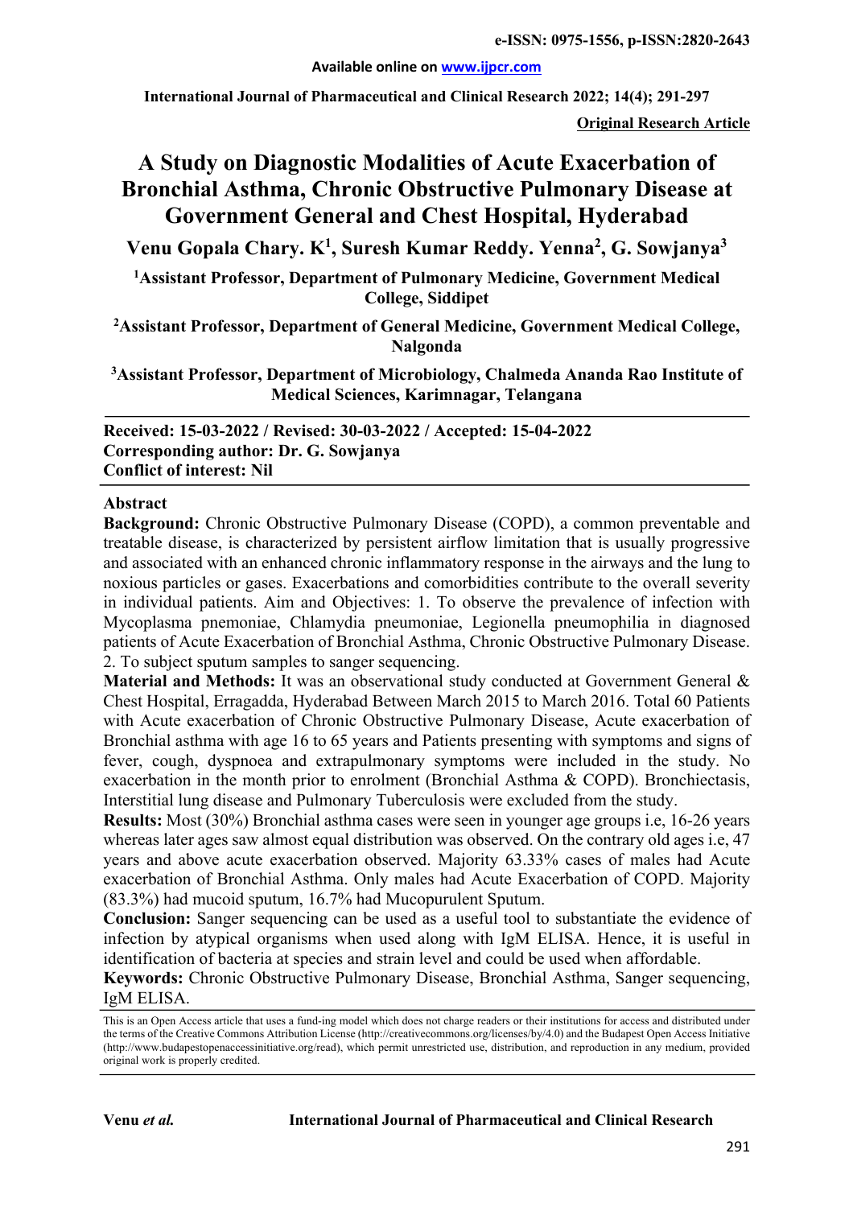**Original Research Article**

# A Study on Diagnostic Modalities of Acute Exacerbation of Bronchial Asthma, Chronic Obstructive Pulmonary Disease at Government General and Chest Hospital, Hyderabad

**Venu Gopala Chary. K[1], Suresh Kumar Reddy. Yenna[2], G. Sowjanya[3]**

[1]Assistant Professor, Department of Pulmonary Medicine, Government Medical College, Siddipet

[2]Assistant Professor, Department of General Medicine, Government Medical College, Nalgonda

[3]Assistant Professor, Department of Microbiology, Chalmeda Ananda Rao Institute of Medical Sciences, Karimnagar, Telangana

**Received: 15-03-2022 / Revised: 30-03-2022 / Accepted: 15-04-2022**
**Corresponding author: Dr. G. Sowjanya**
**Conflict of interest: Nil**

## Abstract

**Background:** Chronic Obstructive Pulmonary Disease (COPD), a common preventable and treatable disease, is characterized by persistent airflow limitation that is usually progressive and associated with an enhanced chronic inflammatory response in the airways and the lung to noxious particles or gases. Exacerbations and comorbidities contribute to the overall severity in individual patients. Aim and Objectives: 1. To observe the prevalence of infection with Mycoplasma pnemoniae, Chlamydia pneumoniae, Legionella pneumophilia in diagnosed patients of Acute Exacerbation of Bronchial Asthma, Chronic Obstructive Pulmonary Disease. 2. To subject sputum samples to sanger sequencing.

**Material and Methods:** It was an observational study conducted at Government General & Chest Hospital, Erragadda, Hyderabad Between March 2015 to March 2016. Total 60 Patients with Acute exacerbation of Chronic Obstructive Pulmonary Disease, Acute exacerbation of Bronchial asthma with age 16 to 65 years and Patients presenting with symptoms and signs of fever, cough, dyspnoea and extrapulmonary symptoms were included in the study. No exacerbation in the month prior to enrolment (Bronchial Asthma & COPD). Bronchiectasis, Interstitial lung disease and Pulmonary Tuberculosis were excluded from the study.

**Results:** Most (30%) Bronchial asthma cases were seen in younger age groups i.e, 16-26 years whereas later ages saw almost equal distribution was observed. On the contrary old ages i.e, 47 years and above acute exacerbation observed. Majority 63.33% cases of males had Acute exacerbation of Bronchial Asthma. Only males had Acute Exacerbation of COPD. Majority (83.3%) had mucoid sputum, 16.7% had Mucopurulent Sputum.

**Conclusion:** Sanger sequencing can be used as a useful tool to substantiate the evidence of infection by atypical organisms when used along with IgM ELISA. Hence, it is useful in identification of bacteria at species and strain level and could be used when affordable.

**Keywords:** Chronic Obstructive Pulmonary Disease, Bronchial Asthma, Sanger sequencing, IgM ELISA.

This is an Open Access article that uses a fund-ing model which does not charge readers or their institutions for access and distributed under the terms of the Creative Commons Attribution License (http://creativecommons.org/licenses/by/4.0) and the Budapest Open Access Initiative (http://www.budapestopenaccessinitiative.org/read), which permit unrestricted use, distribution, and reproduction in any medium, provided original work is properly credited.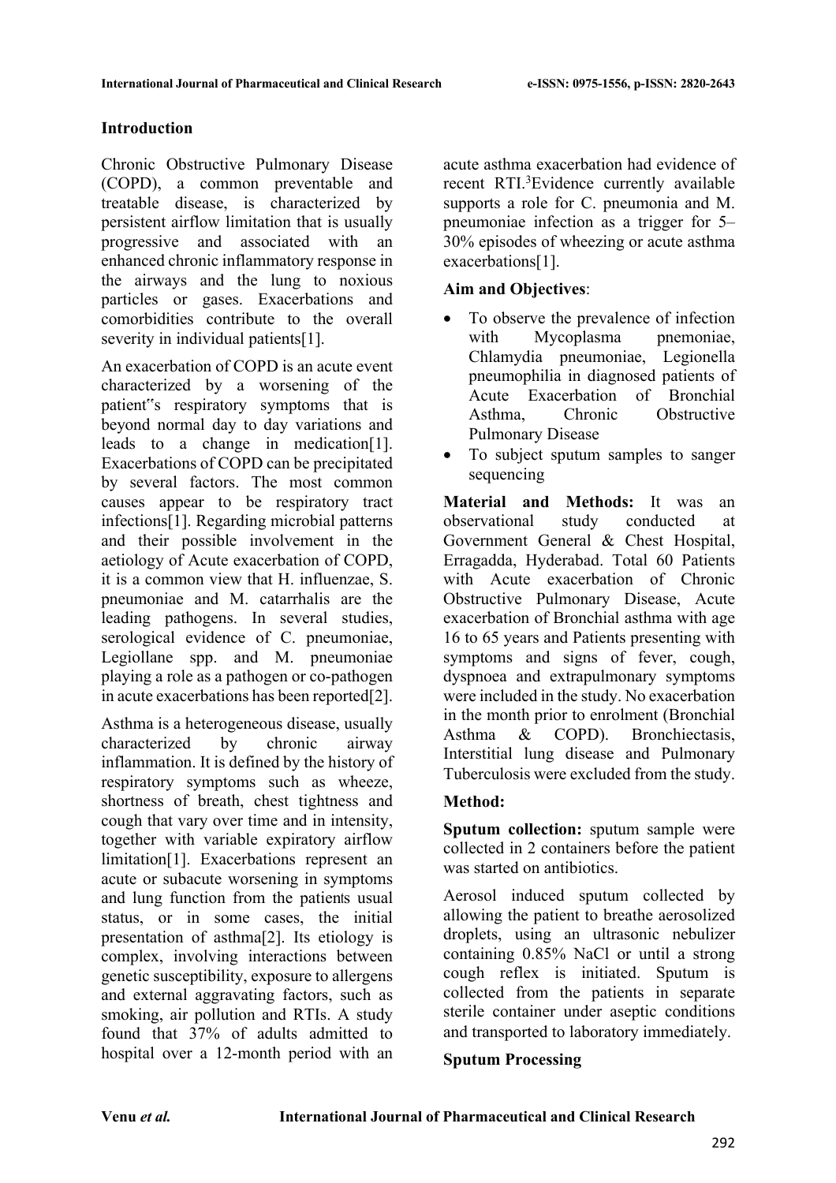## Introduction

Chronic Obstructive Pulmonary Disease (COPD), a common preventable and treatable disease, is characterized by persistent airflow limitation that is usually progressive and associated with an enhanced chronic inflammatory response in the airways and the lung to noxious particles or gases. Exacerbations and comorbidities contribute to the overall severity in individual patients[1].

An exacerbation of COPD is an acute event characterized by a worsening of the patient"s respiratory symptoms that is beyond normal day to day variations and leads to a change in medication[1]. Exacerbations of COPD can be precipitated by several factors. The most common causes appear to be respiratory tract infections[1]. Regarding microbial patterns and their possible involvement in the aetiology of Acute exacerbation of COPD, it is a common view that H. influenzae, S. pneumoniae and M. catarrhalis are the leading pathogens. In several studies, serological evidence of C. pneumoniae, Legiollane spp. and M. pneumoniae playing a role as a pathogen or co-pathogen in acute exacerbations has been reported[2].

Asthma is a heterogeneous disease, usually characterized by chronic airway inflammation. It is defined by the history of respiratory symptoms such as wheeze, shortness of breath, chest tightness and cough that vary over time and in intensity, together with variable expiratory airflow limitation[1]. Exacerbations represent an acute or subacute worsening in symptoms and lung function from the patients usual status, or in some cases, the initial presentation of asthma[2]. Its etiology is complex, involving interactions between genetic susceptibility, exposure to allergens and external aggravating factors, such as smoking, air pollution and RTIs. A study found that 37% of adults admitted to hospital over a 12-month period with an acute asthma exacerbation had evidence of recent RTI.[3] Evidence currently available supports a role for C. pneumonia and M. pneumoniae infection as a trigger for 5–30% episodes of wheezing or acute asthma exacerbations[1].

### Aim and Objectives:

- To observe the prevalence of infection with Mycoplasma pnemoniae, Chlamydia pneumoniae, Legionella pneumophilia in diagnosed patients of Acute Exacerbation of Bronchial Asthma, Chronic Obstructive Pulmonary Disease
- To subject sputum samples to sanger sequencing

**Material and Methods:** It was an observational study conducted at Government General & Chest Hospital, Erragadda, Hyderabad. Total 60 Patients with Acute exacerbation of Chronic Obstructive Pulmonary Disease, Acute exacerbation of Bronchial asthma with age 16 to 65 years and Patients presenting with symptoms and signs of fever, cough, dyspnoea and extrapulmonary symptoms were included in the study. No exacerbation in the month prior to enrolment (Bronchial Asthma & COPD). Bronchiectasis, Interstitial lung disease and Pulmonary Tuberculosis were excluded from the study.

### Method:

**Sputum collection:** sputum sample were collected in 2 containers before the patient was started on antibiotics.

Aerosol induced sputum collected by allowing the patient to breathe aerosolized droplets, using an ultrasonic nebulizer containing 0.85% NaCl or until a strong cough reflex is initiated. Sputum is collected from the patients in separate sterile container under aseptic conditions and transported to laboratory immediately.

### Sputum Processing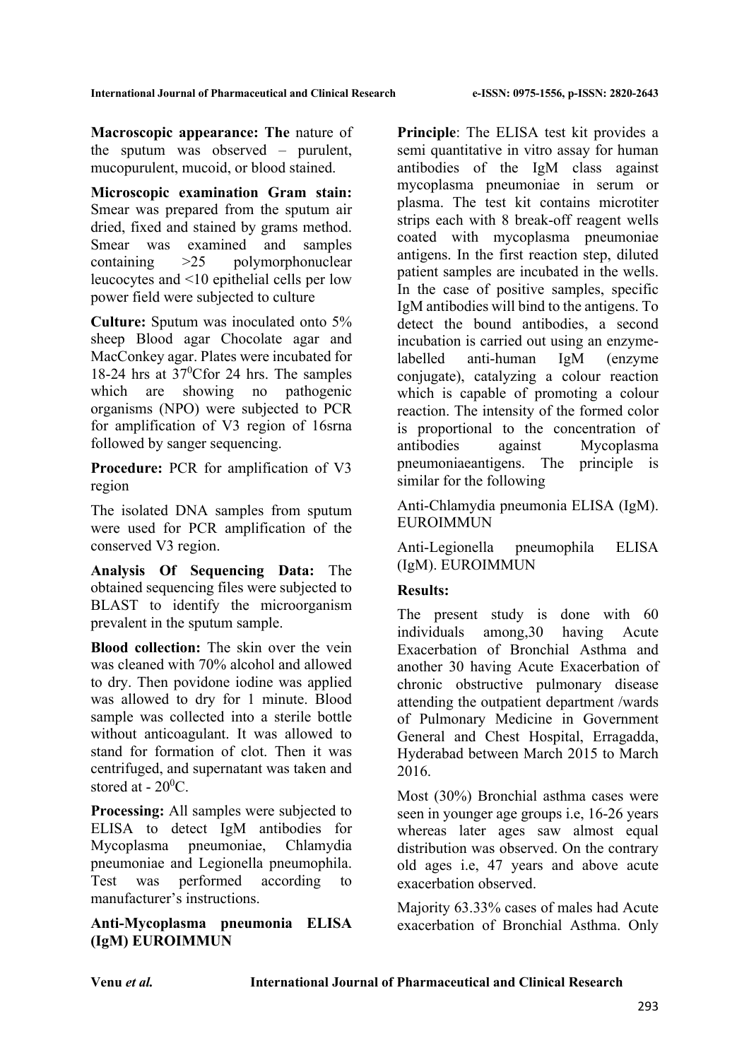**Macroscopic appearance: The** nature of the sputum was observed – purulent, mucopurulent, mucoid, or blood stained.

**Microscopic examination Gram stain:** Smear was prepared from the sputum air dried, fixed and stained by grams method. Smear was examined and samples containing >25 polymorphonuclear leucocytes and <10 epithelial cells per low power field were subjected to culture

**Culture:** Sputum was inoculated onto 5% sheep Blood agar Chocolate agar and MacConkey agar. Plates were incubated for 18-24 hrs at $37^0$Cfor 24 hrs. The samples which are showing no pathogenic organisms (NPO) were subjected to PCR for amplification of V3 region of 16srna followed by sanger sequencing.

**Procedure:** PCR for amplification of V3 region

The isolated DNA samples from sputum were used for PCR amplification of the conserved V3 region.

**Analysis Of Sequencing Data:** The obtained sequencing files were subjected to BLAST to identify the microorganism prevalent in the sputum sample.

**Blood collection:** The skin over the vein was cleaned with 70% alcohol and allowed to dry. Then povidone iodine was applied was allowed to dry for 1 minute. Blood sample was collected into a sterile bottle without anticoagulant. It was allowed to stand for formation of clot. Then it was centrifuged, and supernatant was taken and stored at - $20^0$C.

**Processing:** All samples were subjected to ELISA to detect IgM antibodies for Mycoplasma pneumoniae, Chlamydia pneumoniae and Legionella pneumophila. Test was performed according to manufacturer's instructions.

**Anti-Mycoplasma pneumonia ELISA (IgM) EUROIMMUN**

**Principle**: The ELISA test kit provides a semi quantitative in vitro assay for human antibodies of the IgM class against mycoplasma pneumoniae in serum or plasma. The test kit contains microtiter strips each with 8 break-off reagent wells coated with mycoplasma pneumoniae antigens. In the first reaction step, diluted patient samples are incubated in the wells. In the case of positive samples, specific IgM antibodies will bind to the antigens. To detect the bound antibodies, a second incubation is carried out using an enzyme-labelled anti-human IgM (enzyme conjugate), catalyzing a colour reaction which is capable of promoting a colour reaction. The intensity of the formed color is proportional to the concentration of antibodies against Mycoplasma pneumoniaeantigens. The principle is similar for the following

Anti-Chlamydia pneumonia ELISA (IgM). EUROIMMUN

Anti-Legionella pneumophila ELISA (IgM). EUROIMMUN

**Results:**

The present study is done with 60 individuals among,30 having Acute Exacerbation of Bronchial Asthma and another 30 having Acute Exacerbation of chronic obstructive pulmonary disease attending the outpatient department /wards of Pulmonary Medicine in Government General and Chest Hospital, Erragadda, Hyderabad between March 2015 to March 2016.

Most (30%) Bronchial asthma cases were seen in younger age groups i.e, 16-26 years whereas later ages saw almost equal distribution was observed. On the contrary old ages i.e, 47 years and above acute exacerbation observed.

Majority 63.33% cases of males had Acute exacerbation of Bronchial Asthma. Only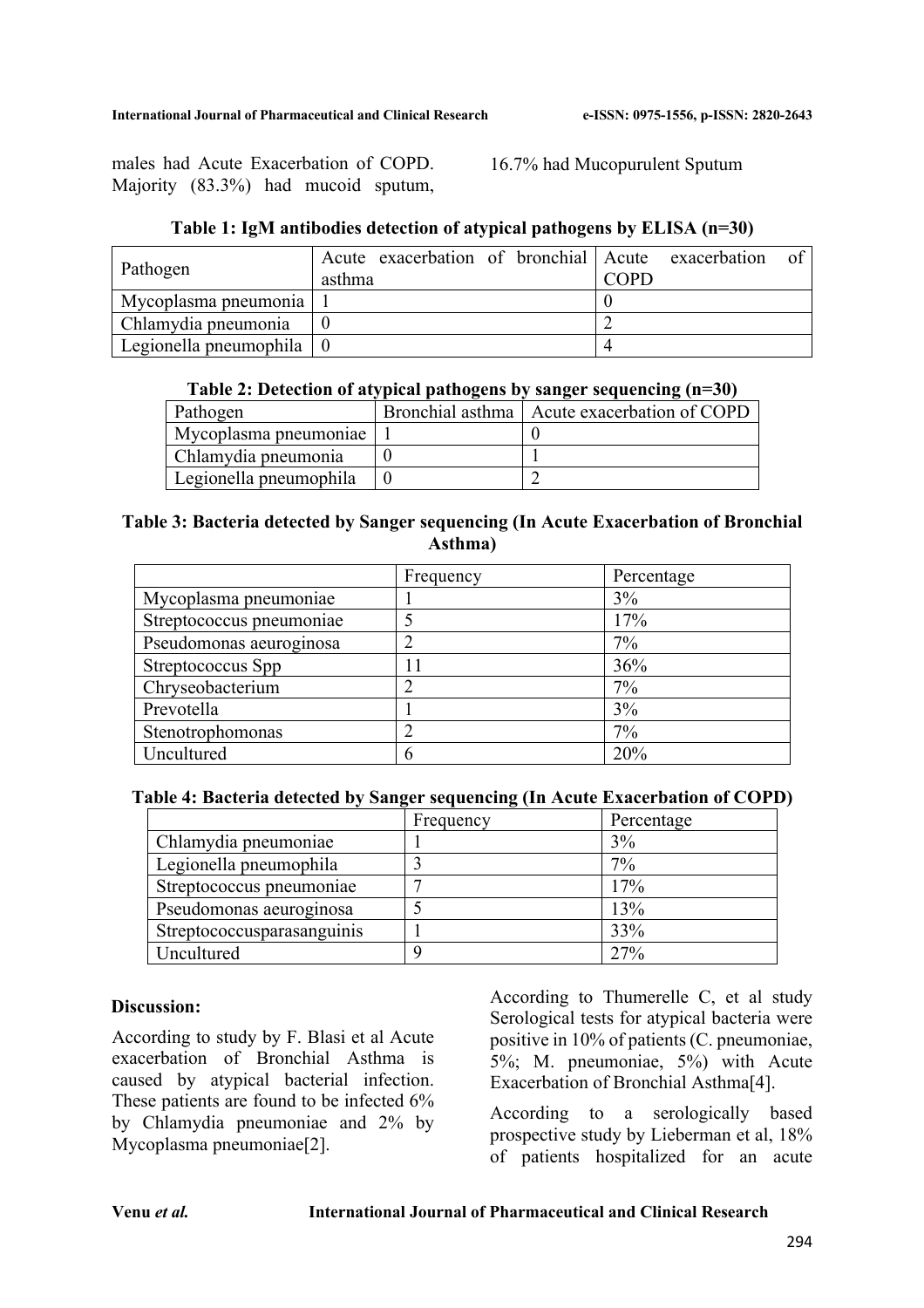males had Acute Exacerbation of COPD. Majority (83.3%) had mucoid sputum, 16.7% had Mucopurulent Sputum

**Table 1: IgM antibodies detection of atypical pathogens by ELISA (n=30)**

| Pathogen | Acute exacerbation of bronchial asthma | Acute exacerbation of COPD |
|---|---|---|
| Mycoplasma pneumonia | 1 | 0 |
| Chlamydia pneumonia | 0 | 2 |
| Legionella pneumophila | 0 | 4 |

**Table 2: Detection of atypical pathogens by sanger sequencing (n=30)**

| Pathogen | Bronchial asthma | Acute exacerbation of COPD |
|---|---|---|
| Mycoplasma pneumoniae | 1 | 0 |
| Chlamydia pneumonia | 0 | 1 |
| Legionella pneumophila | 0 | 2 |

**Table 3: Bacteria detected by Sanger sequencing (In Acute Exacerbation of Bronchial Asthma)**

| | Frequency | Percentage |
|---|---|---|
| Mycoplasma pneumoniae | 1 | 3% |
| Streptococcus pneumoniae | 5 | 17% |
| Pseudomonas aeuroginosa | 2 | 7% |
| Streptococcus Spp | 11 | 36% |
| Chryseobacterium | 2 | 7% |
| Prevotella | 1 | 3% |
| Stenotrophomonas | 2 | 7% |
| Uncultured | 6 | 20% |

**Table 4: Bacteria detected by Sanger sequencing (In Acute Exacerbation of COPD)**

| | Frequency | Percentage |
|---|---|---|
| Chlamydia pneumoniae | 1 | 3% |
| Legionella pneumophila | 3 | 7% |
| Streptococcus pneumoniae | 7 | 17% |
| Pseudomonas aeuroginosa | 5 | 13% |
| Streptococcusparasanguinis | 1 | 33% |
| Uncultured | 9 | 27% |

**Discussion:**

According to study by F. Blasi et al Acute exacerbation of Bronchial Asthma is caused by atypical bacterial infection. These patients are found to be infected 6% by Chlamydia pneumoniae and 2% by Mycoplasma pneumoniae[2].

According to Thumerelle C, et al study Serological tests for atypical bacteria were positive in 10% of patients (C. pneumoniae, 5%; M. pneumoniae, 5%) with Acute Exacerbation of Bronchial Asthma[4].

According to a serologically based prospective study by Lieberman et al, 18% of patients hospitalized for an acute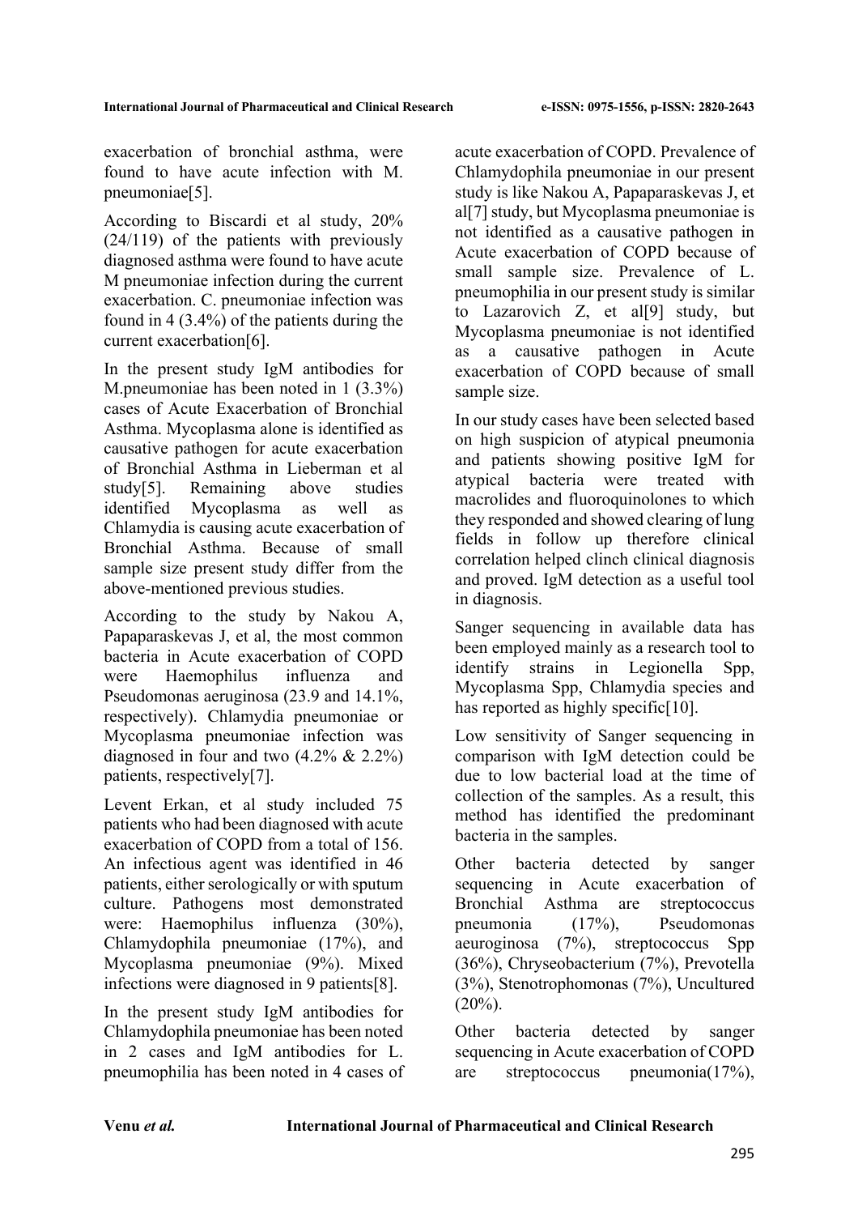exacerbation of bronchial asthma, were found to have acute infection with M. pneumoniae[5].

According to Biscardi et al study, 20% (24/119) of the patients with previously diagnosed asthma were found to have acute M pneumoniae infection during the current exacerbation. C. pneumoniae infection was found in 4 (3.4%) of the patients during the current exacerbation[6].

In the present study IgM antibodies for M.pneumoniae has been noted in 1 (3.3%) cases of Acute Exacerbation of Bronchial Asthma. Mycoplasma alone is identified as causative pathogen for acute exacerbation of Bronchial Asthma in Lieberman et al study[5]. Remaining above studies identified Mycoplasma as well as Chlamydia is causing acute exacerbation of Bronchial Asthma. Because of small sample size present study differ from the above-mentioned previous studies.

According to the study by Nakou A, Papaparaskevas J, et al, the most common bacteria in Acute exacerbation of COPD were Haemophilus influenza and Pseudomonas aeruginosa (23.9 and 14.1%, respectively). Chlamydia pneumoniae or Mycoplasma pneumoniae infection was diagnosed in four and two (4.2% & 2.2%) patients, respectively[7].

Levent Erkan, et al study included 75 patients who had been diagnosed with acute exacerbation of COPD from a total of 156. An infectious agent was identified in 46 patients, either serologically or with sputum culture. Pathogens most demonstrated were: Haemophilus influenza (30%), Chlamydophila pneumoniae (17%), and Mycoplasma pneumoniae (9%). Mixed infections were diagnosed in 9 patients[8].

In the present study IgM antibodies for Chlamydophila pneumoniae has been noted in 2 cases and IgM antibodies for L. pneumophilia has been noted in 4 cases of acute exacerbation of COPD. Prevalence of Chlamydophila pneumoniae in our present study is like Nakou A, Papaparaskevas J, et al[7] study, but Mycoplasma pneumoniae is not identified as a causative pathogen in Acute exacerbation of COPD because of small sample size. Prevalence of L. pneumophilia in our present study is similar to Lazarovich Z, et al[9] study, but Mycoplasma pneumoniae is not identified as a causative pathogen in Acute exacerbation of COPD because of small sample size.

In our study cases have been selected based on high suspicion of atypical pneumonia and patients showing positive IgM for atypical bacteria were treated with macrolides and fluoroquinolones to which they responded and showed clearing of lung fields in follow up therefore clinical correlation helped clinch clinical diagnosis and proved. IgM detection as a useful tool in diagnosis.

Sanger sequencing in available data has been employed mainly as a research tool to identify strains in Legionella Spp, Mycoplasma Spp, Chlamydia species and has reported as highly specific[10].

Low sensitivity of Sanger sequencing in comparison with IgM detection could be due to low bacterial load at the time of collection of the samples. As a result, this method has identified the predominant bacteria in the samples.

Other bacteria detected by sanger sequencing in Acute exacerbation of Bronchial Asthma are streptococcus pneumonia (17%), Pseudomonas aeuroginosa (7%), streptococcus Spp (36%), Chryseobacterium (7%), Prevotella (3%), Stenotrophomonas (7%), Uncultured (20%).

Other bacteria detected by sanger sequencing in Acute exacerbation of COPD are streptococcus pneumonia(17%),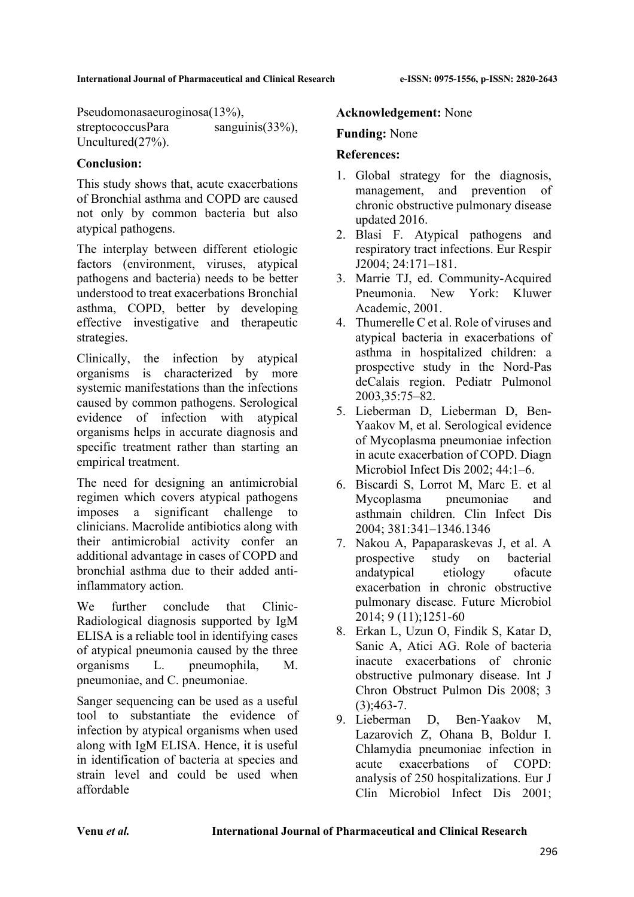Pseudomonasaeuroginosa(13%), streptococcusPara sanguinis(33%), Uncultured(27%).

**Conclusion:**

This study shows that, acute exacerbations of Bronchial asthma and COPD are caused not only by common bacteria but also atypical pathogens.

The interplay between different etiologic factors (environment, viruses, atypical pathogens and bacteria) needs to be better understood to treat exacerbations Bronchial asthma, COPD, better by developing effective investigative and therapeutic strategies.

Clinically, the infection by atypical organisms is characterized by more systemic manifestations than the infections caused by common pathogens. Serological evidence of infection with atypical organisms helps in accurate diagnosis and specific treatment rather than starting an empirical treatment.

The need for designing an antimicrobial regimen which covers atypical pathogens imposes a significant challenge to clinicians. Macrolide antibiotics along with their antimicrobial activity confer an additional advantage in cases of COPD and bronchial asthma due to their added anti-inflammatory action.

We further conclude that Clinic-Radiological diagnosis supported by IgM ELISA is a reliable tool in identifying cases of atypical pneumonia caused by the three organisms L. pneumophila, M. pneumoniae, and C. pneumoniae.

Sanger sequencing can be used as a useful tool to substantiate the evidence of infection by atypical organisms when used along with IgM ELISA. Hence, it is useful in identification of bacteria at species and strain level and could be used when affordable

**Acknowledgement:** None

**Funding:** None

**References:**

1. Global strategy for the diagnosis, management, and prevention of chronic obstructive pulmonary disease updated 2016.
2. Blasi F. Atypical pathogens and respiratory tract infections. Eur Respir J2004; 24:171–181.
3. Marrie TJ, ed. Community-Acquired Pneumonia. New York: Kluwer Academic, 2001.
4. Thumerelle C et al. Role of viruses and atypical bacteria in exacerbations of asthma in hospitalized children: a prospective study in the Nord-Pas deCalais region. Pediatr Pulmonol 2003,35:75–82.
5. Lieberman D, Lieberman D, Ben-Yaakov M, et al. Serological evidence of Mycoplasma pneumoniae infection in acute exacerbation of COPD. Diagn Microbiol Infect Dis 2002; 44:1–6.
6. Biscardi S, Lorrot M, Marc E. et al Mycoplasma pneumoniae and asthmain children. Clin Infect Dis 2004; 381:341–1346.1346
7. Nakou A, Papaparaskevas J, et al. A prospective study on bacterial andatypical etiology ofacute exacerbation in chronic obstructive pulmonary disease. Future Microbiol 2014; 9 (11);1251-60
8. Erkan L, Uzun O, Findik S, Katar D, Sanic A, Atici AG. Role of bacteria inacute exacerbations of chronic obstructive pulmonary disease. Int J Chron Obstruct Pulmon Dis 2008; 3 (3);463-7.
9. Lieberman D, Ben-Yaakov M, Lazarovich Z, Ohana B, Boldur I. Chlamydia pneumoniae infection in acute exacerbations of COPD: analysis of 250 hospitalizations. Eur J Clin Microbiol Infect Dis 2001;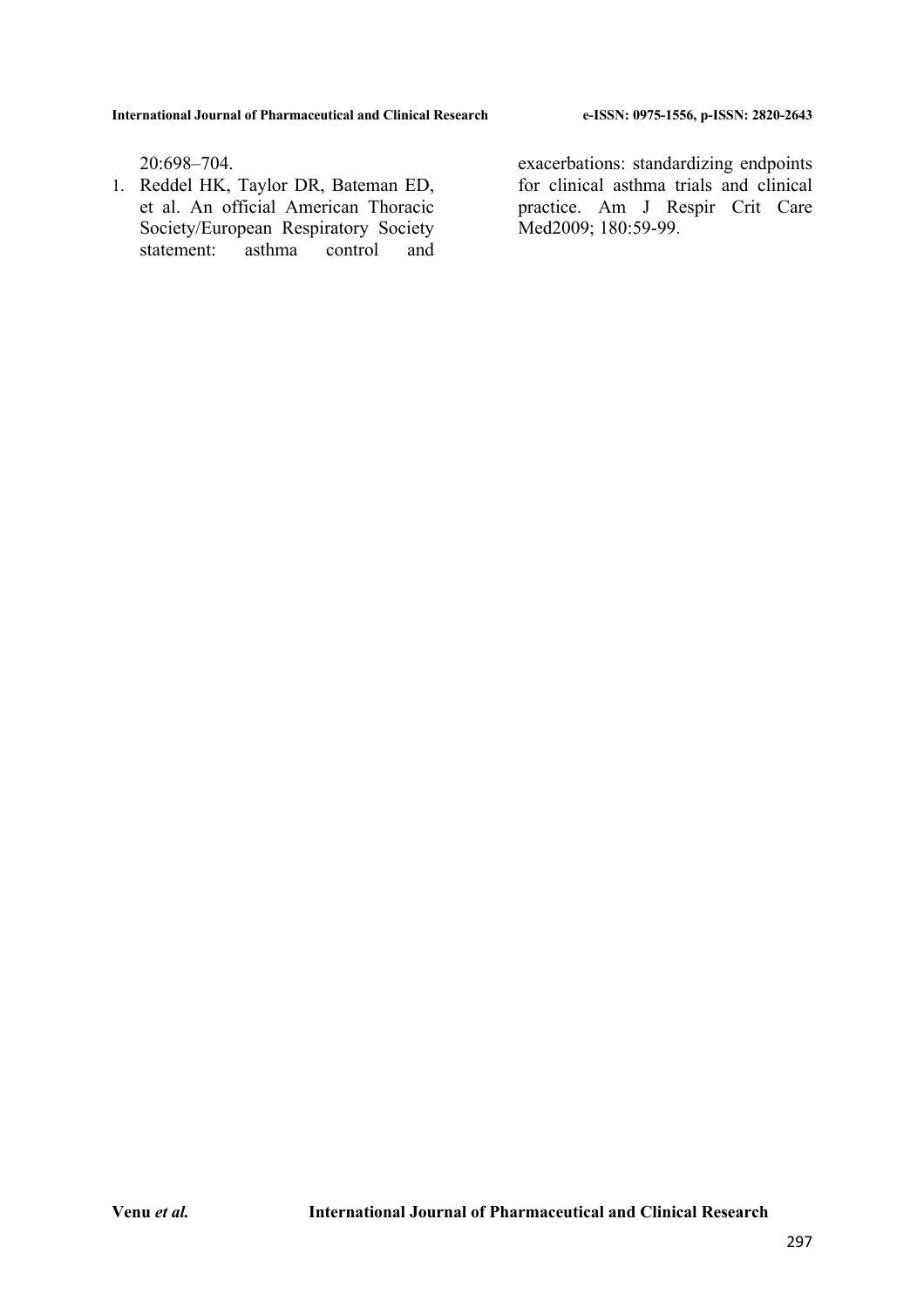20:698–704.

1. Reddel HK, Taylor DR, Bateman ED, et al. An official American Thoracic Society/European Respiratory Society statement: asthma control and exacerbations: standardizing endpoints for clinical asthma trials and clinical practice. Am J Respir Crit Care Med2009; 180:59-99.